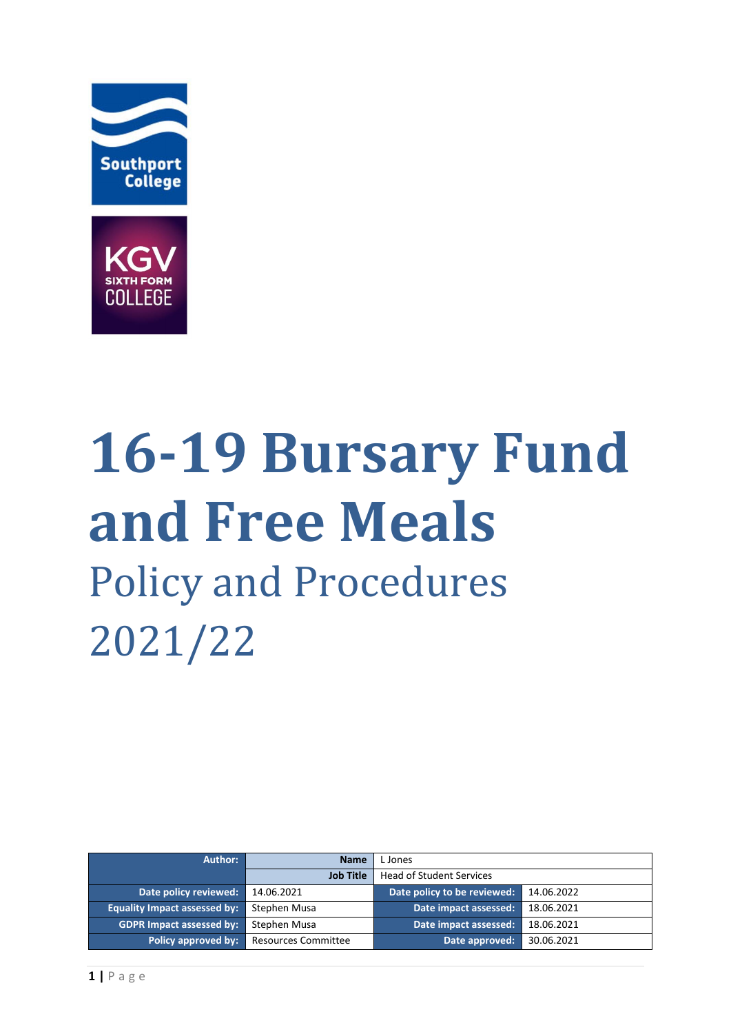# 16-19 Bursary Fund and Free Meals

## Policy and Procedures

## 2021/22

| Author: | Name | L Jones | |
|---|---|---|---|
| | Job Title | Head of Student Services | |
| Date policy reviewed: | 14.06.2021 | Date policy to be reviewed: | 14.06.2022 |
| Equality Impact assessed by: | Stephen Musa | Date impact assessed: | 18.06.2021 |
| GDPR Impact assessed by: | Stephen Musa | Date impact assessed: | 18.06.2021 |
| Policy approved by: | Resources Committee | Date approved: | 30.06.2021 |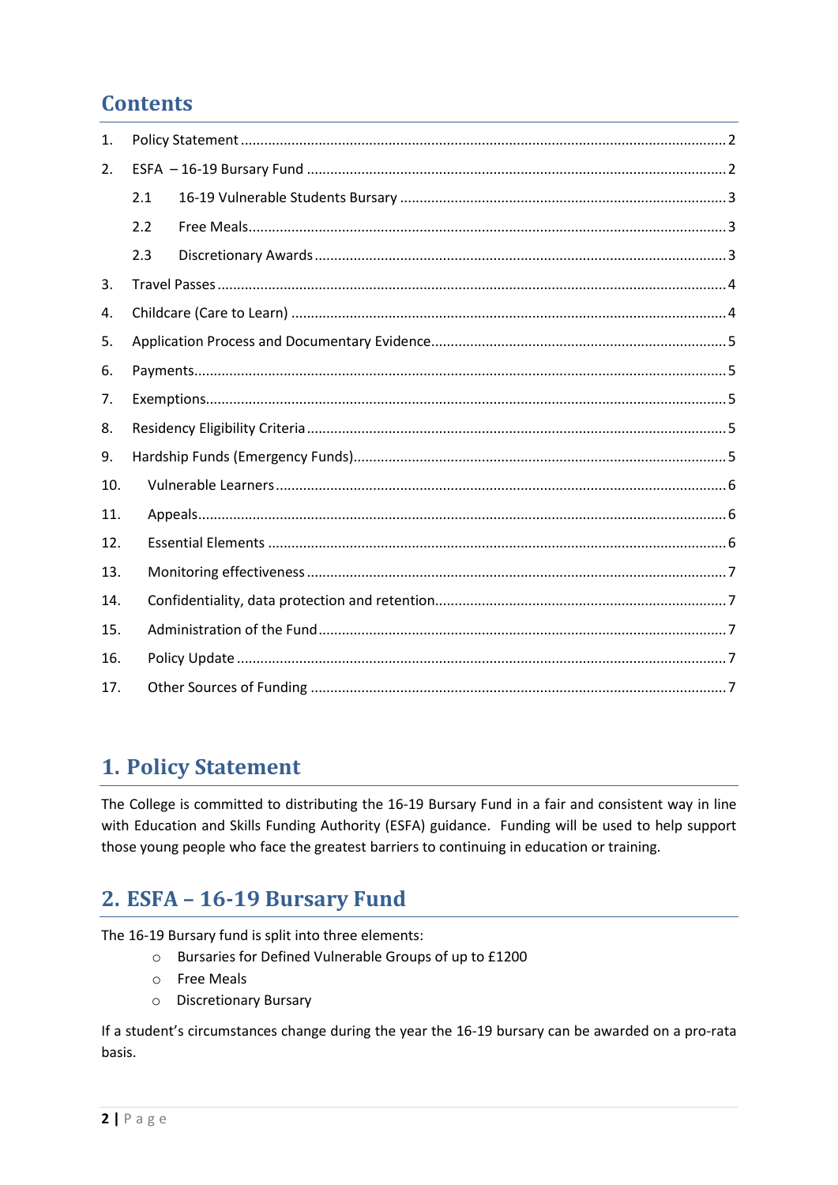## Contents

1. Policy Statement ........ 2
2. ESFA – 16-19 Bursary Fund ........ 2
    - 2.1 16-19 Vulnerable Students Bursary ........ 3
    - 2.2 Free Meals ........ 3
    - 2.3 Discretionary Awards ........ 3
3. Travel Passes ........ 4
4. Childcare (Care to Learn) ........ 4
5. Application Process and Documentary Evidence ........ 5
6. Payments ........ 5
7. Exemptions ........ 5
8. Residency Eligibility Criteria ........ 5
9. Hardship Funds (Emergency Funds) ........ 5
10. Vulnerable Learners ........ 6
11. Appeals ........ 6
12. Essential Elements ........ 6
13. Monitoring effectiveness ........ 7
14. Confidentiality, data protection and retention ........ 7
15. Administration of the Fund ........ 7
16. Policy Update ........ 7
17. Other Sources of Funding ........ 7

# 1. Policy Statement

The College is committed to distributing the 16-19 Bursary Fund in a fair and consistent way in line with Education and Skills Funding Authority (ESFA) guidance. Funding will be used to help support those young people who face the greatest barriers to continuing in education or training.

# 2. ESFA – 16-19 Bursary Fund

The 16-19 Bursary fund is split into three elements:

- Bursaries for Defined Vulnerable Groups of up to £1200
- Free Meals
- Discretionary Bursary

If a student's circumstances change during the year the 16-19 bursary can be awarded on a pro-rata basis.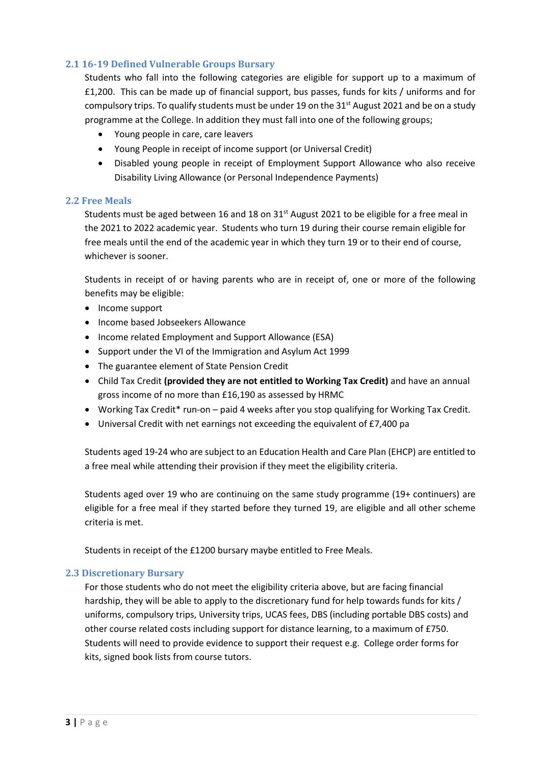### 2.1 16-19 Defined Vulnerable Groups Bursary

Students who fall into the following categories are eligible for support up to a maximum of £1,200. This can be made up of financial support, bus passes, funds for kits / uniforms and for compulsory trips. To qualify students must be under 19 on the 31st August 2021 and be on a study programme at the College. In addition they must fall into one of the following groups;

- Young people in care, care leavers
- Young People in receipt of income support (or Universal Credit)
- Disabled young people in receipt of Employment Support Allowance who also receive Disability Living Allowance (or Personal Independence Payments)

### 2.2 Free Meals

Students must be aged between 16 and 18 on 31st August 2021 to be eligible for a free meal in the 2021 to 2022 academic year. Students who turn 19 during their course remain eligible for free meals until the end of the academic year in which they turn 19 or to their end of course, whichever is sooner.

Students in receipt of or having parents who are in receipt of, one or more of the following benefits may be eligible:

- Income support
- Income based Jobseekers Allowance
- Income related Employment and Support Allowance (ESA)
- Support under the VI of the Immigration and Asylum Act 1999
- The guarantee element of State Pension Credit
- Child Tax Credit **(provided they are not entitled to Working Tax Credit)** and have an annual gross income of no more than £16,190 as assessed by HRMC
- Working Tax Credit* run-on – paid 4 weeks after you stop qualifying for Working Tax Credit.
- Universal Credit with net earnings not exceeding the equivalent of £7,400 pa

Students aged 19-24 who are subject to an Education Health and Care Plan (EHCP) are entitled to a free meal while attending their provision if they meet the eligibility criteria.

Students aged over 19 who are continuing on the same study programme (19+ continuers) are eligible for a free meal if they started before they turned 19, are eligible and all other scheme criteria is met.

Students in receipt of the £1200 bursary maybe entitled to Free Meals.

### 2.3 Discretionary Bursary

For those students who do not meet the eligibility criteria above, but are facing financial hardship, they will be able to apply to the discretionary fund for help towards funds for kits / uniforms, compulsory trips, University trips, UCAS fees, DBS (including portable DBS costs) and other course related costs including support for distance learning, to a maximum of £750. Students will need to provide evidence to support their request e.g. College order forms for kits, signed book lists from course tutors.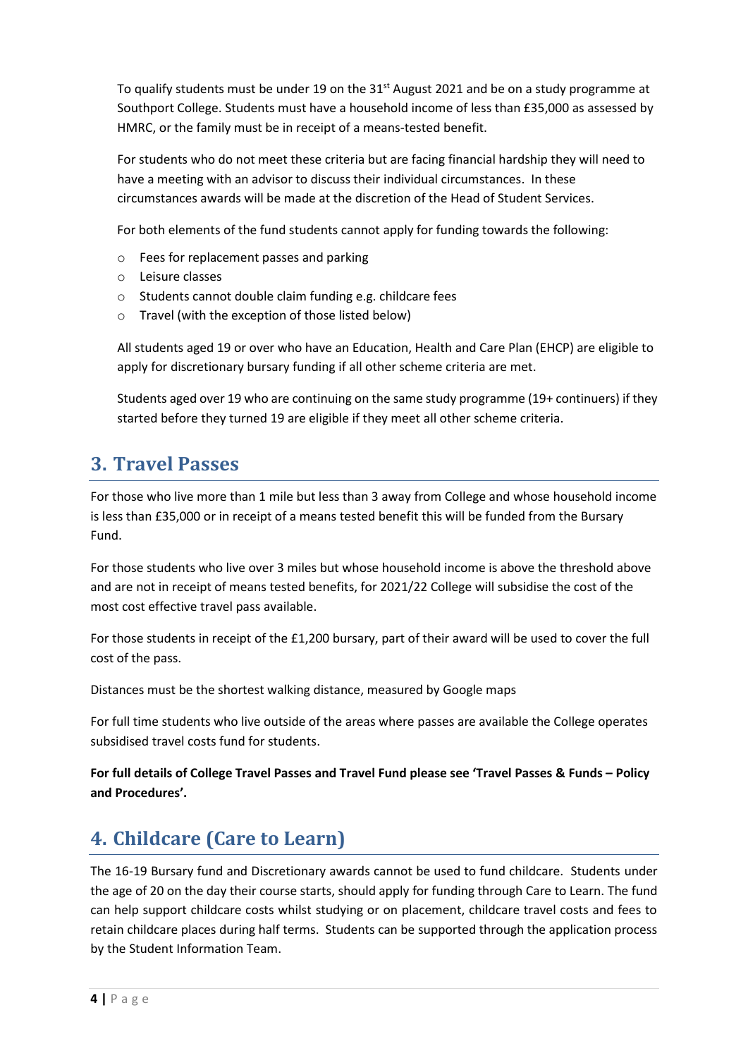To qualify students must be under 19 on the 31st August 2021 and be on a study programme at Southport College. Students must have a household income of less than £35,000 as assessed by HMRC, or the family must be in receipt of a means-tested benefit.

For students who do not meet these criteria but are facing financial hardship they will need to have a meeting with an advisor to discuss their individual circumstances. In these circumstances awards will be made at the discretion of the Head of Student Services.

For both elements of the fund students cannot apply for funding towards the following:

- Fees for replacement passes and parking
- Leisure classes
- Students cannot double claim funding e.g. childcare fees
- Travel (with the exception of those listed below)

All students aged 19 or over who have an Education, Health and Care Plan (EHCP) are eligible to apply for discretionary bursary funding if all other scheme criteria are met.

Students aged over 19 who are continuing on the same study programme (19+ continuers) if they started before they turned 19 are eligible if they meet all other scheme criteria.

## 3. Travel Passes

For those who live more than 1 mile but less than 3 away from College and whose household income is less than £35,000 or in receipt of a means tested benefit this will be funded from the Bursary Fund.

For those students who live over 3 miles but whose household income is above the threshold above and are not in receipt of means tested benefits, for 2021/22 College will subsidise the cost of the most cost effective travel pass available.

For those students in receipt of the £1,200 bursary, part of their award will be used to cover the full cost of the pass.

Distances must be the shortest walking distance, measured by Google maps

For full time students who live outside of the areas where passes are available the College operates subsidised travel costs fund for students.

**For full details of College Travel Passes and Travel Fund please see 'Travel Passes & Funds – Policy and Procedures'.**

## 4. Childcare (Care to Learn)

The 16-19 Bursary fund and Discretionary awards cannot be used to fund childcare. Students under the age of 20 on the day their course starts, should apply for funding through Care to Learn. The fund can help support childcare costs whilst studying or on placement, childcare travel costs and fees to retain childcare places during half terms. Students can be supported through the application process by the Student Information Team.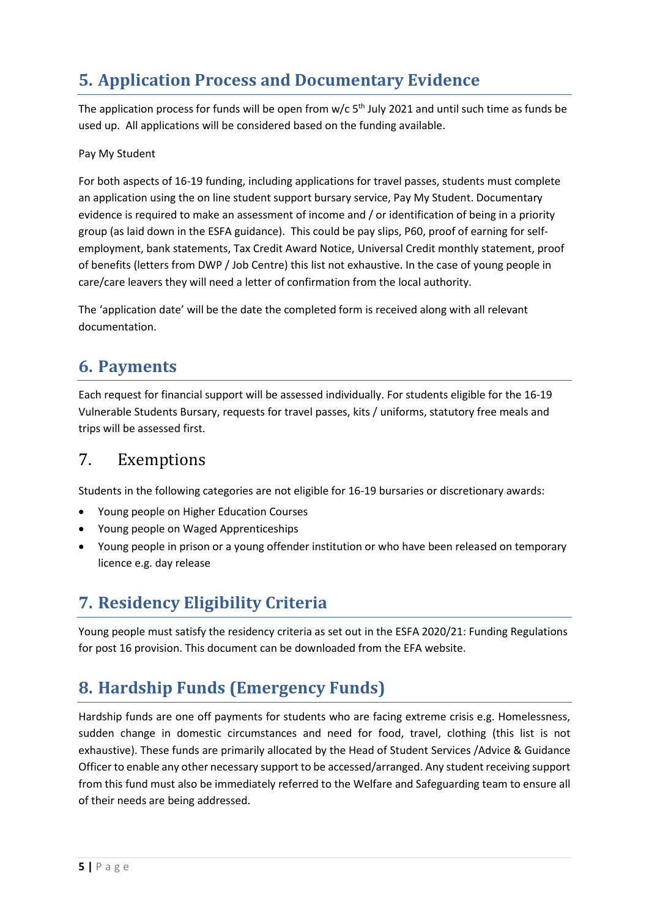## 5. Application Process and Documentary Evidence

The application process for funds will be open from w/c 5th July 2021 and until such time as funds be used up. All applications will be considered based on the funding available.

Pay My Student

For both aspects of 16-19 funding, including applications for travel passes, students must complete an application using the on line student support bursary service, Pay My Student. Documentary evidence is required to make an assessment of income and / or identification of being in a priority group (as laid down in the ESFA guidance). This could be pay slips, P60, proof of earning for self-employment, bank statements, Tax Credit Award Notice, Universal Credit monthly statement, proof of benefits (letters from DWP / Job Centre) this list not exhaustive. In the case of young people in care/care leavers they will need a letter of confirmation from the local authority.

The 'application date' will be the date the completed form is received along with all relevant documentation.

## 6. Payments

Each request for financial support will be assessed individually. For students eligible for the 16-19 Vulnerable Students Bursary, requests for travel passes, kits / uniforms, statutory free meals and trips will be assessed first.

## 7. Exemptions

Students in the following categories are not eligible for 16-19 bursaries or discretionary awards:

- Young people on Higher Education Courses
- Young people on Waged Apprenticeships
- Young people in prison or a young offender institution or who have been released on temporary licence e.g. day release

## 7. Residency Eligibility Criteria

Young people must satisfy the residency criteria as set out in the ESFA 2020/21: Funding Regulations for post 16 provision. This document can be downloaded from the EFA website.

## 8. Hardship Funds (Emergency Funds)

Hardship funds are one off payments for students who are facing extreme crisis e.g. Homelessness, sudden change in domestic circumstances and need for food, travel, clothing (this list is not exhaustive). These funds are primarily allocated by the Head of Student Services /Advice & Guidance Officer to enable any other necessary support to be accessed/arranged. Any student receiving support from this fund must also be immediately referred to the Welfare and Safeguarding team to ensure all of their needs are being addressed.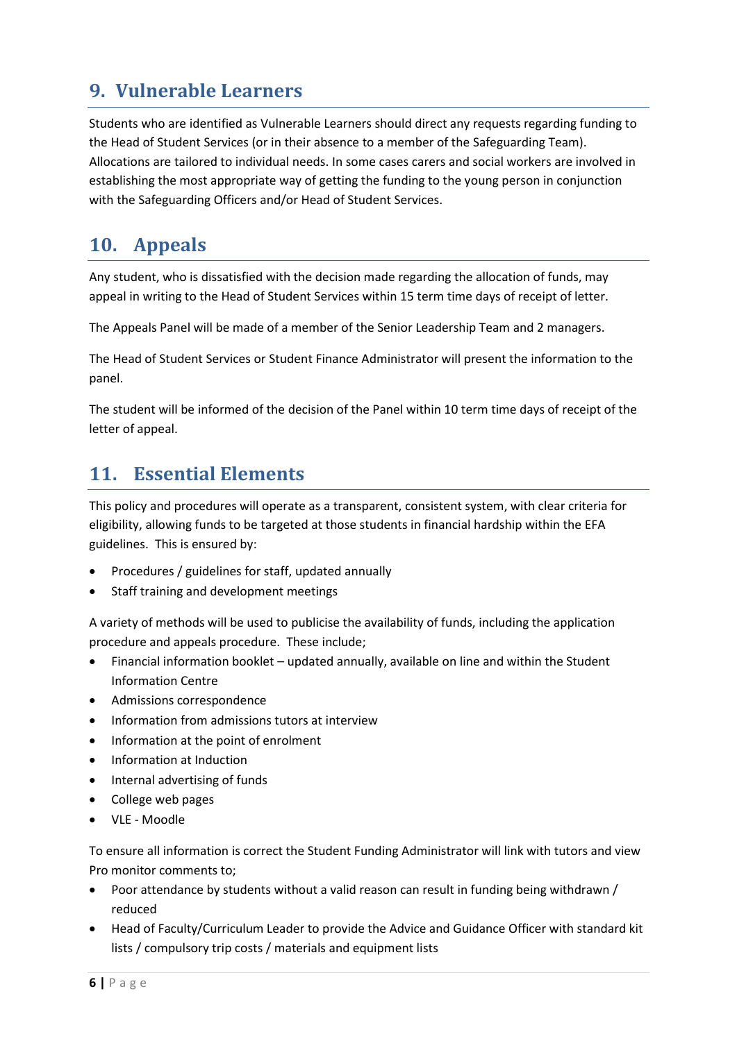## 9. Vulnerable Learners

Students who are identified as Vulnerable Learners should direct any requests regarding funding to the Head of Student Services (or in their absence to a member of the Safeguarding Team). Allocations are tailored to individual needs. In some cases carers and social workers are involved in establishing the most appropriate way of getting the funding to the young person in conjunction with the Safeguarding Officers and/or Head of Student Services.

## 10. Appeals

Any student, who is dissatisfied with the decision made regarding the allocation of funds, may appeal in writing to the Head of Student Services within 15 term time days of receipt of letter.

The Appeals Panel will be made of a member of the Senior Leadership Team and 2 managers.

The Head of Student Services or Student Finance Administrator will present the information to the panel.

The student will be informed of the decision of the Panel within 10 term time days of receipt of the letter of appeal.

## 11. Essential Elements

This policy and procedures will operate as a transparent, consistent system, with clear criteria for eligibility, allowing funds to be targeted at those students in financial hardship within the EFA guidelines. This is ensured by:

- Procedures / guidelines for staff, updated annually
- Staff training and development meetings

A variety of methods will be used to publicise the availability of funds, including the application procedure and appeals procedure. These include;

- Financial information booklet – updated annually, available on line and within the Student Information Centre
- Admissions correspondence
- Information from admissions tutors at interview
- Information at the point of enrolment
- Information at Induction
- Internal advertising of funds
- College web pages
- VLE - Moodle

To ensure all information is correct the Student Funding Administrator will link with tutors and view Pro monitor comments to;

- Poor attendance by students without a valid reason can result in funding being withdrawn / reduced
- Head of Faculty/Curriculum Leader to provide the Advice and Guidance Officer with standard kit lists / compulsory trip costs / materials and equipment lists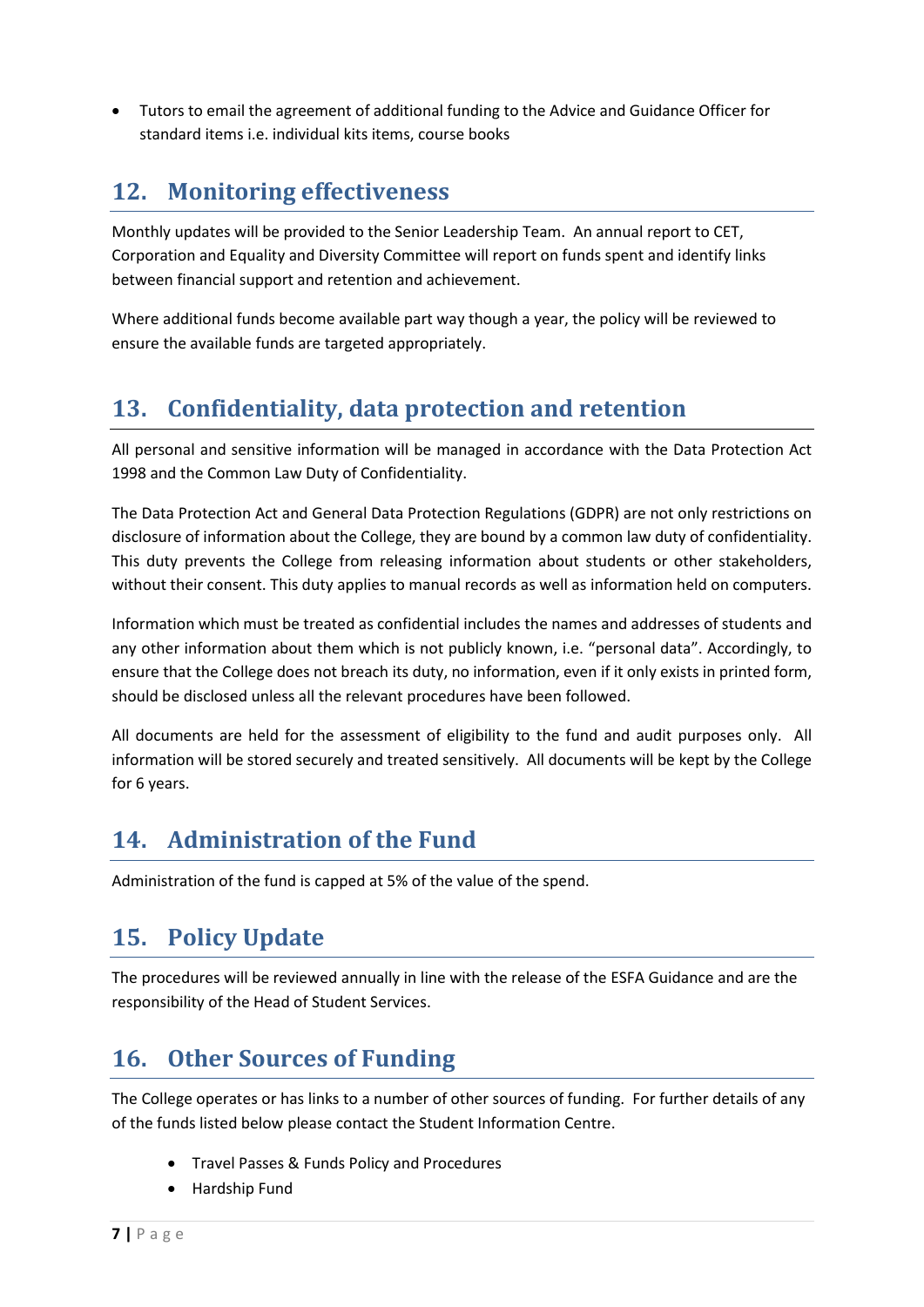- Tutors to email the agreement of additional funding to the Advice and Guidance Officer for standard items i.e. individual kits items, course books

## 12. Monitoring effectiveness

Monthly updates will be provided to the Senior Leadership Team. An annual report to CET, Corporation and Equality and Diversity Committee will report on funds spent and identify links between financial support and retention and achievement.

Where additional funds become available part way though a year, the policy will be reviewed to ensure the available funds are targeted appropriately.

## 13. Confidentiality, data protection and retention

All personal and sensitive information will be managed in accordance with the Data Protection Act 1998 and the Common Law Duty of Confidentiality.

The Data Protection Act and General Data Protection Regulations (GDPR) are not only restrictions on disclosure of information about the College, they are bound by a common law duty of confidentiality. This duty prevents the College from releasing information about students or other stakeholders, without their consent. This duty applies to manual records as well as information held on computers.

Information which must be treated as confidential includes the names and addresses of students and any other information about them which is not publicly known, i.e. "personal data". Accordingly, to ensure that the College does not breach its duty, no information, even if it only exists in printed form, should be disclosed unless all the relevant procedures have been followed.

All documents are held for the assessment of eligibility to the fund and audit purposes only. All information will be stored securely and treated sensitively. All documents will be kept by the College for 6 years.

## 14. Administration of the Fund

Administration of the fund is capped at 5% of the value of the spend.

## 15. Policy Update

The procedures will be reviewed annually in line with the release of the ESFA Guidance and are the responsibility of the Head of Student Services.

## 16. Other Sources of Funding

The College operates or has links to a number of other sources of funding. For further details of any of the funds listed below please contact the Student Information Centre.

- Travel Passes & Funds Policy and Procedures
- Hardship Fund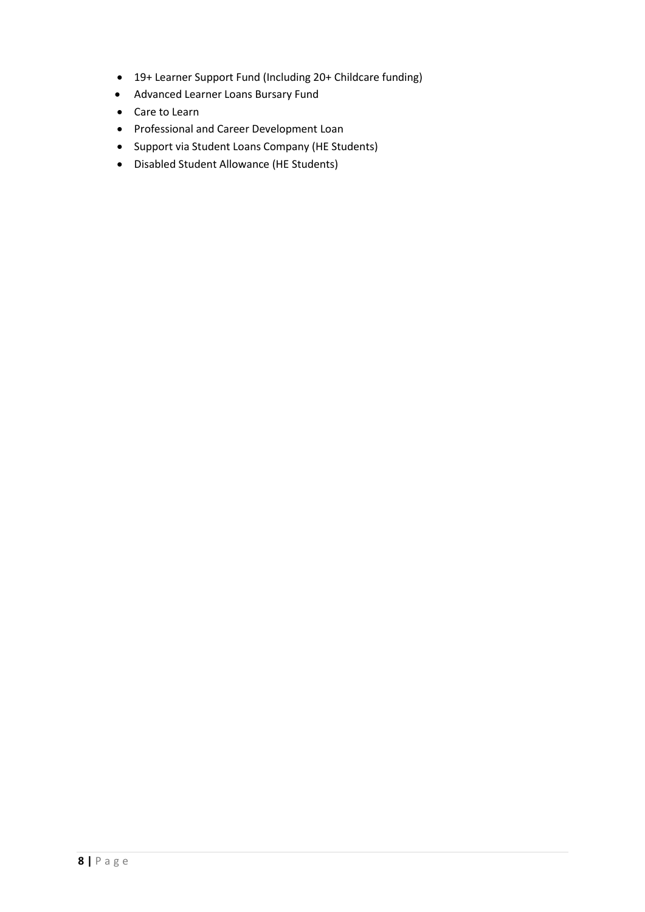- 19+ Learner Support Fund (Including 20+ Childcare funding)
- Advanced Learner Loans Bursary Fund
- Care to Learn
- Professional and Career Development Loan
- Support via Student Loans Company (HE Students)
- Disabled Student Allowance (HE Students)